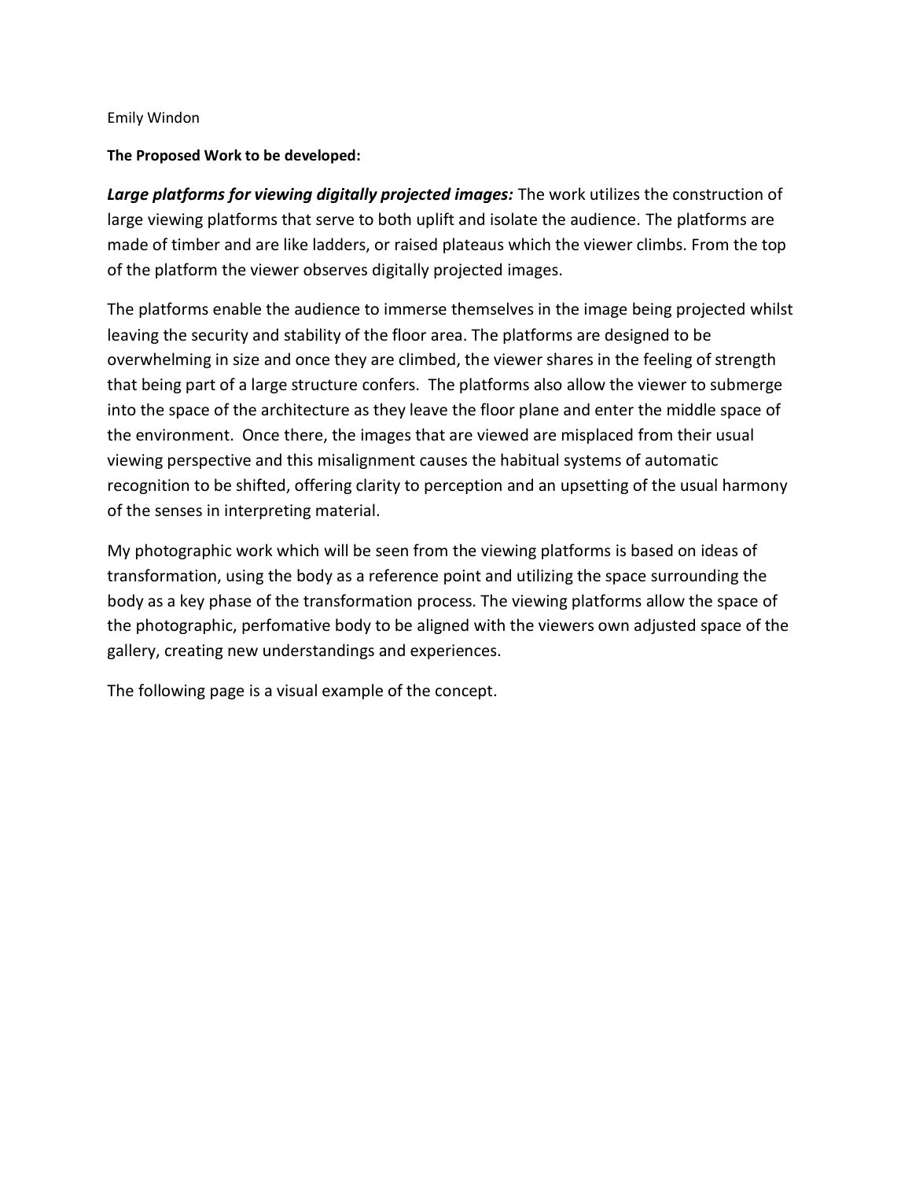Emily Windon

**The Proposed Work to be developed:**

***Large platforms for viewing digitally projected images:*** The work utilizes the construction of large viewing platforms that serve to both uplift and isolate the audience. The platforms are made of timber and are like ladders, or raised plateaus which the viewer climbs. From the top of the platform the viewer observes digitally projected images.

The platforms enable the audience to immerse themselves in the image being projected whilst leaving the security and stability of the floor area. The platforms are designed to be overwhelming in size and once they are climbed, the viewer shares in the feeling of strength that being part of a large structure confers. The platforms also allow the viewer to submerge into the space of the architecture as they leave the floor plane and enter the middle space of the environment. Once there, the images that are viewed are misplaced from their usual viewing perspective and this misalignment causes the habitual systems of automatic recognition to be shifted, offering clarity to perception and an upsetting of the usual harmony of the senses in interpreting material.

My photographic work which will be seen from the viewing platforms is based on ideas of transformation, using the body as a reference point and utilizing the space surrounding the body as a key phase of the transformation process. The viewing platforms allow the space of the photographic, perfomative body to be aligned with the viewers own adjusted space of the gallery, creating new understandings and experiences.

The following page is a visual example of the concept.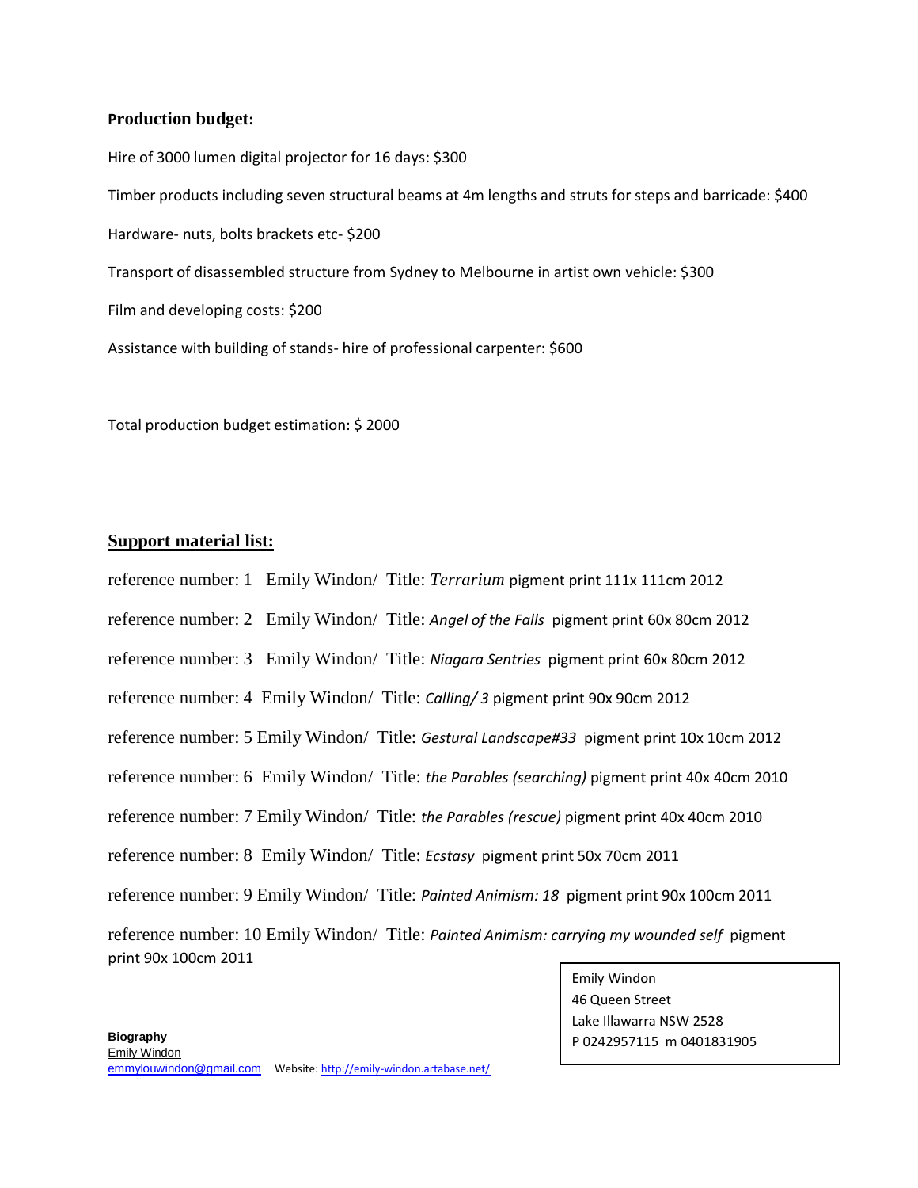**Production budget:**

Hire of 3000 lumen digital projector for 16 days: $300

Timber products including seven structural beams at 4m lengths and struts for steps and barricade: $400

Hardware- nuts, bolts brackets etc- $200

Transport of disassembled structure from Sydney to Melbourne in artist own vehicle: $300

Film and developing costs: $200

Assistance with building of stands- hire of professional carpenter: $600

Total production budget estimation: $ 2000

**Support material list:**

reference number: 1 Emily Windon/ Title: *Terrarium* pigment print 111x 111cm 2012

reference number: 2 Emily Windon/ Title: *Angel of the Falls* pigment print 60x 80cm 2012

reference number: 3 Emily Windon/ Title: *Niagara Sentries* pigment print 60x 80cm 2012

reference number: 4 Emily Windon/ Title: *Calling/ 3* pigment print 90x 90cm 2012

reference number: 5 Emily Windon/ Title: *Gestural Landscape#33* pigment print 10x 10cm 2012

reference number: 6 Emily Windon/ Title: *the Parables (searching)* pigment print 40x 40cm 2010

reference number: 7 Emily Windon/ Title: *the Parables (rescue)* pigment print 40x 40cm 2010

reference number: 8 Emily Windon/ Title: *Ecstasy* pigment print 50x 70cm 2011

reference number: 9 Emily Windon/ Title: *Painted Animism: 18* pigment print 90x 100cm 2011

reference number: 10 Emily Windon/ Title: *Painted Animism: carrying my wounded self* pigment print 90x 100cm 2011

Emily Windon
46 Queen Street
Lake Illawarra NSW 2528
P 0242957115 m 0401831905

**Biography**
Emily Windon
emmylouwindon@gmail.com Website: http://emily-windon.artabase.net/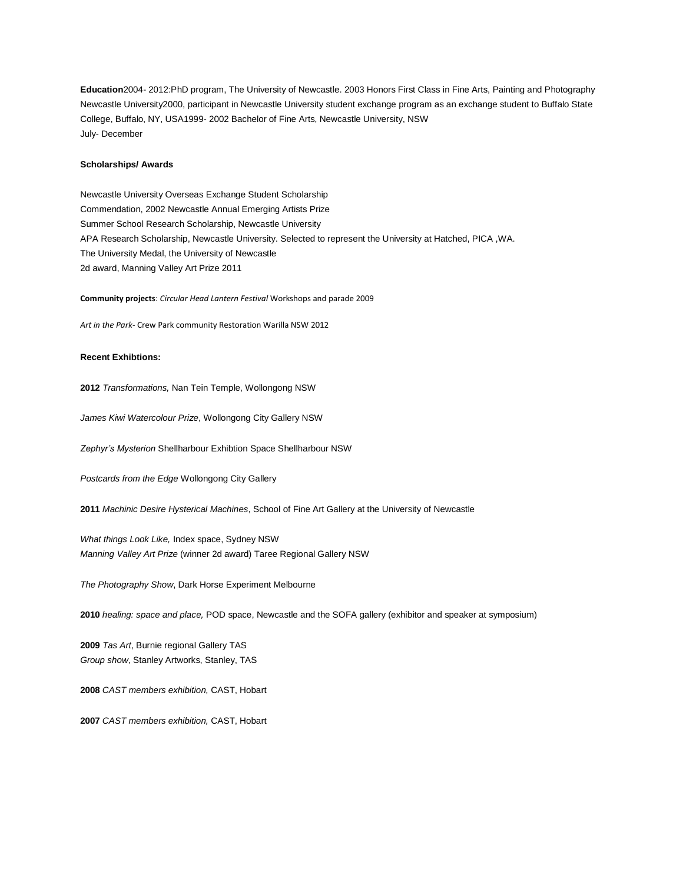**Education**2004- 2012:PhD program, The University of Newcastle. 2003 Honors First Class in Fine Arts, Painting and Photography Newcastle University2000, participant in Newcastle University student exchange program as an exchange student to Buffalo State College, Buffalo, NY, USA1999- 2002 Bachelor of Fine Arts, Newcastle University, NSW
July- December

**Scholarships/ Awards**

Newcastle University Overseas Exchange Student Scholarship
Commendation, 2002 Newcastle Annual Emerging Artists Prize
Summer School Research Scholarship, Newcastle University
APA Research Scholarship, Newcastle University. Selected to represent the University at Hatched, PICA ,WA.
The University Medal, the University of Newcastle
2d award, Manning Valley Art Prize 2011

**Community projects**: *Circular Head Lantern Festival* Workshops and parade 2009

*Art in the Park*- Crew Park community Restoration Warilla NSW 2012

**Recent Exhibtions:**

**2012** *Transformations,* Nan Tein Temple, Wollongong NSW

*James Kiwi Watercolour Prize*, Wollongong City Gallery NSW

*Zephyr's Mysterion* Shellharbour Exhibtion Space Shellharbour NSW

*Postcards from the Edge* Wollongong City Gallery

**2011** *Machinic Desire Hysterical Machines*, School of Fine Art Gallery at the University of Newcastle

*What things Look Like,* Index space, Sydney NSW
*Manning Valley Art Prize* (winner 2d award) Taree Regional Gallery NSW

*The Photography Show*, Dark Horse Experiment Melbourne

**2010** *healing: space and place,* POD space, Newcastle and the SOFA gallery (exhibitor and speaker at symposium)

**2009** *Tas Art*, Burnie regional Gallery TAS
*Group show*, Stanley Artworks, Stanley, TAS

**2008** *CAST members exhibition,* CAST, Hobart

**2007** *CAST members exhibition,* CAST, Hobart